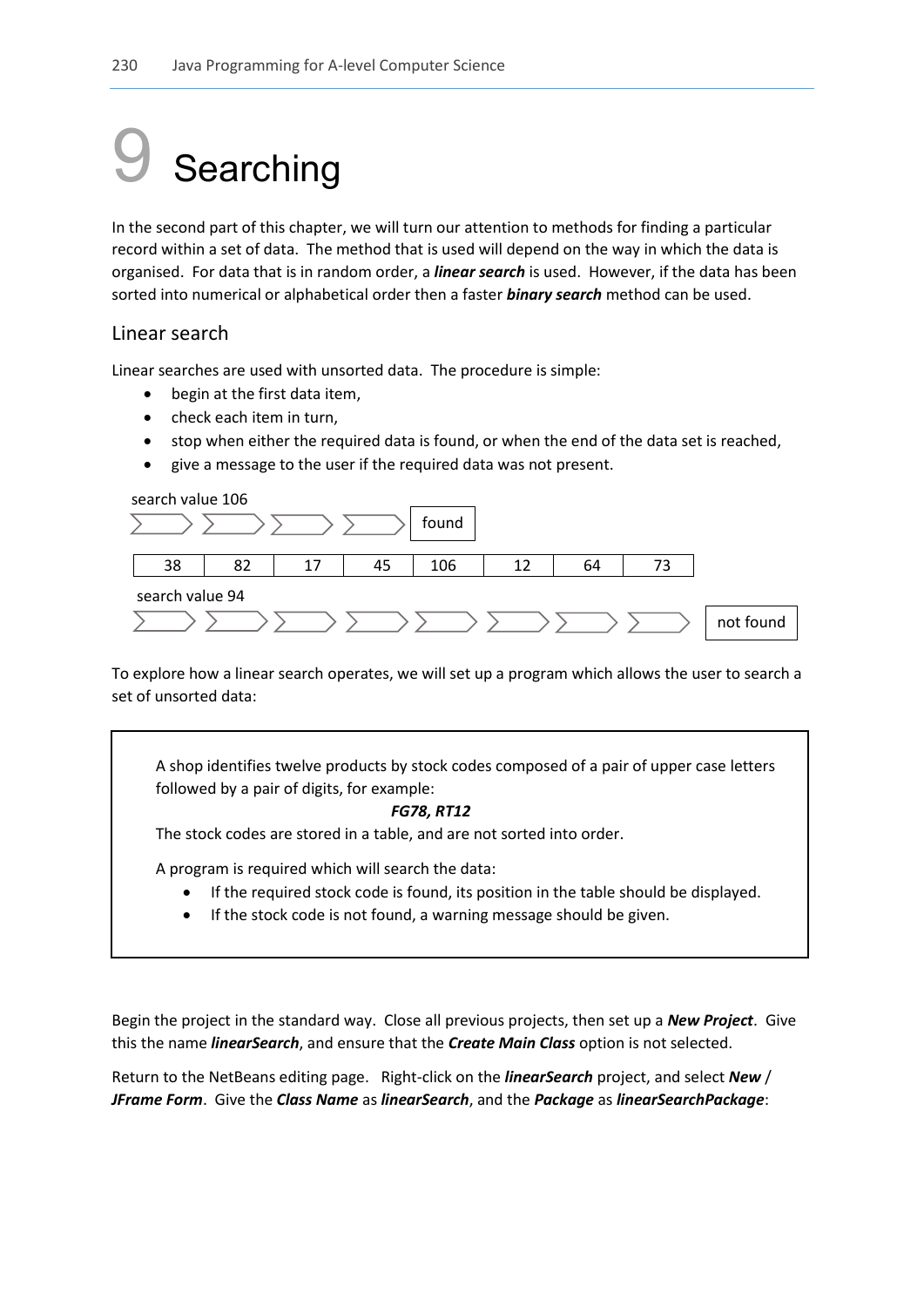// Page 1

# 9 Searching

In the second part of this chapter, we will turn our attention to methods for finding a particular record within a set of data. The method that is used will depend on the way in which the data is organised. For data that is in random order, a ***linear search*** is used. However, if the data has been sorted into numerical or alphabetical order then a faster ***binary search*** method can be used.

## Linear search

Linear searches are used with unsorted data. The procedure is simple:

- begin at the first data item,
- check each item in turn,
- stop when either the required data is found, or when the end of the data set is reached,
- give a message to the user if the required data was not present.

search value 106 → → → → found

| 38 | 82 | 17 | 45 | 106 | 12 | 64 | 73 |
|---|---|---|---|---|---|---|---|

search value 94 → → → → → → → → not found

To explore how a linear search operates, we will set up a program which allows the user to search a set of unsorted data:

> A shop identifies twelve products by stock codes composed of a pair of upper case letters followed by a pair of digits, for example:
>
> ***FG78, RT12***
>
> The stock codes are stored in a table, and are not sorted into order.
>
> A program is required which will search the data:
>
> - If the required stock code is found, its position in the table should be displayed.
> - If the stock code is not found, a warning message should be given.

Begin the project in the standard way. Close all previous projects, then set up a ***New Project***. Give this the name ***linearSearch***, and ensure that the ***Create Main Class*** option is not selected.

Return to the NetBeans editing page. Right-click on the ***linearSearch*** project, and select ***New / JFrame Form***. Give the ***Class Name*** as ***linearSearch***, and the ***Package*** as ***linearSearchPackage***: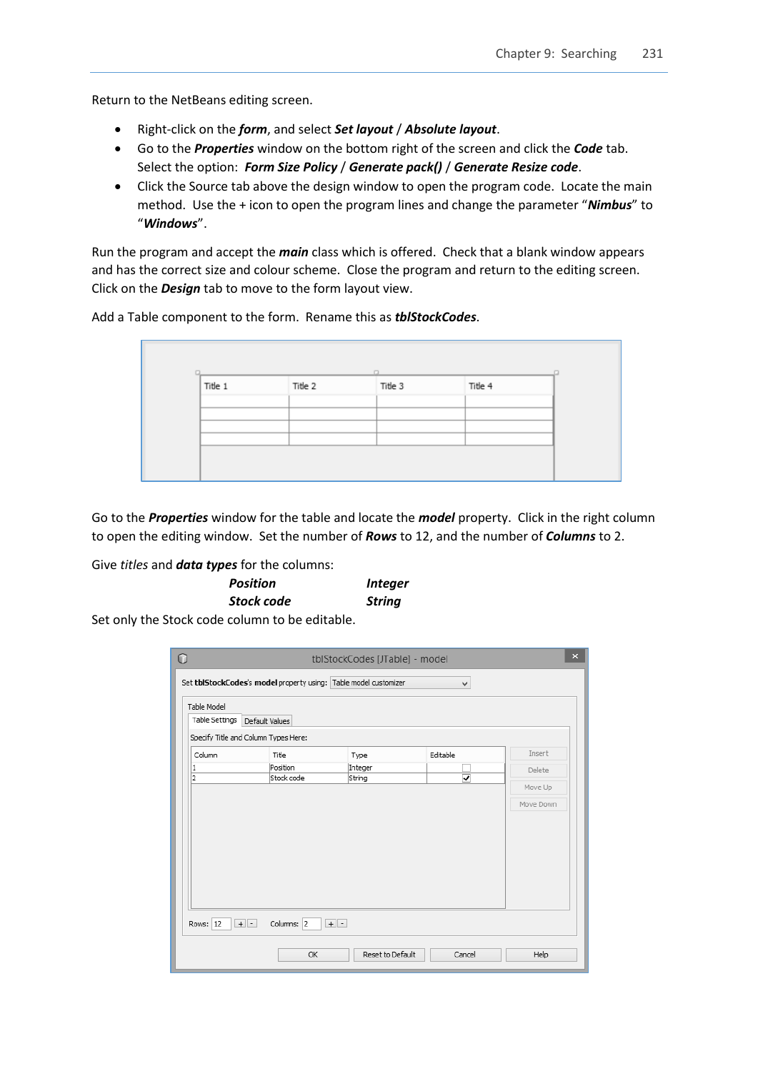Return to the NetBeans editing screen.

- Right-click on the ***form***, and select ***Set layout*** / ***Absolute layout***.
- Go to the ***Properties*** window on the bottom right of the screen and click the ***Code*** tab. Select the option: ***Form Size Policy*** / ***Generate pack()*** / ***Generate Resize code***.
- Click the Source tab above the design window to open the program code. Locate the main method. Use the + icon to open the program lines and change the parameter "***Nimbus***" to "***Windows***".

Run the program and accept the ***main*** class which is offered. Check that a blank window appears and has the correct size and colour scheme. Close the program and return to the editing screen. Click on the ***Design*** tab to move to the form layout view.

Add a Table component to the form. Rename this as ***tblStockCodes***.

Go to the ***Properties*** window for the table and locate the ***model*** property. Click in the right column to open the editing window. Set the number of ***Rows*** to 12, and the number of ***Columns*** to 2.

Give *titles* and ***data types*** for the columns:

| | |
|---|---|
| ***Position*** | ***Integer*** |
| ***Stock code*** | ***String*** |

Set only the Stock code column to be editable.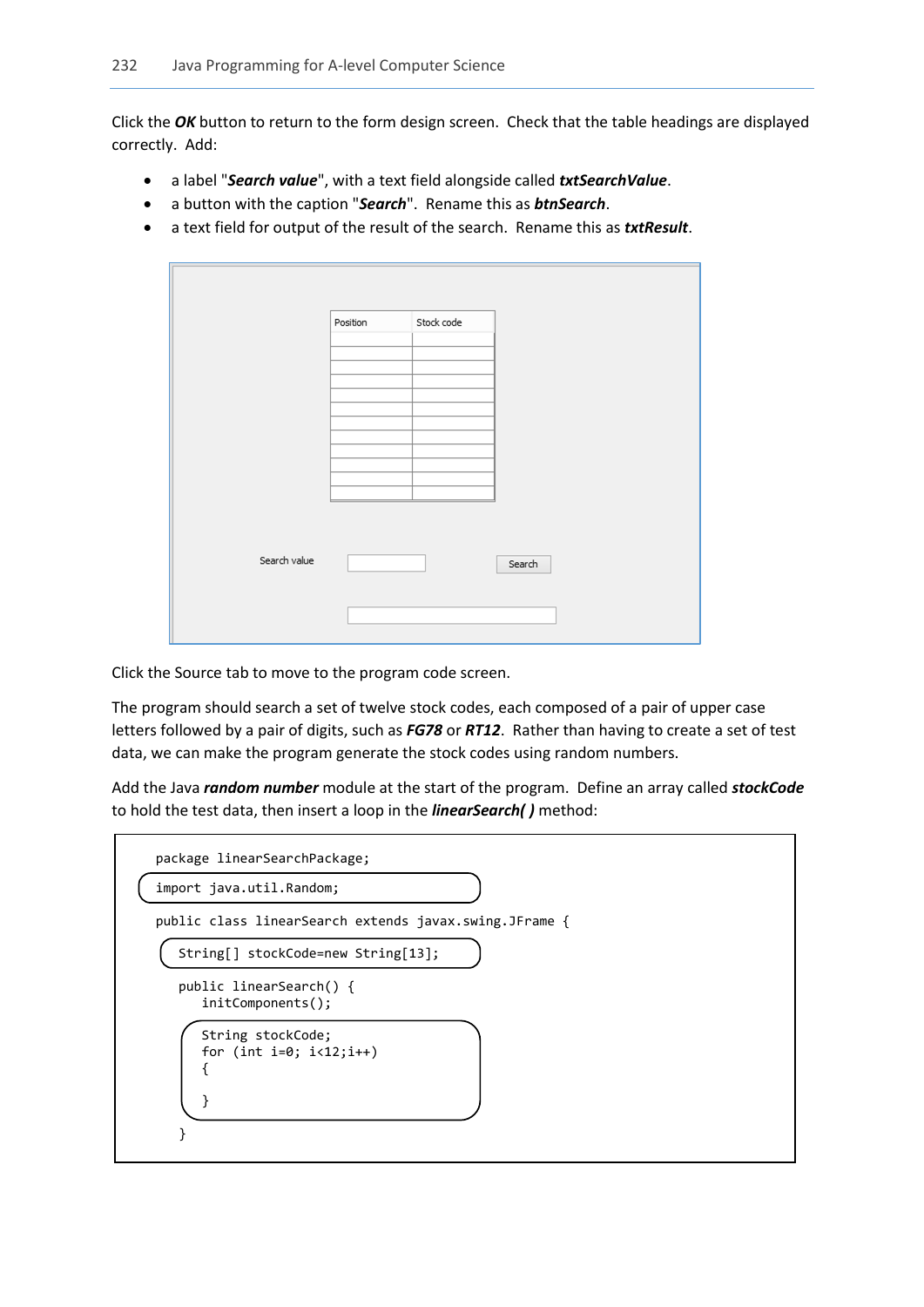Click the ***OK*** button to return to the form design screen. Check that the table headings are displayed correctly. Add:

- a label "***Search value***", with a text field alongside called ***txtSearchValue***.
- a button with the caption "***Search***". Rename this as ***btnSearch***.
- a text field for output of the result of the search. Rename this as ***txtResult***.

| Position | Stock code |
|---|---|
| | |
| | |
| | |
| | |
| | |
| | |
| | |
| | |
| | |
| | |
| | |
| | |

Search value [ ] [Search]

[ ]

Click the Source tab to move to the program code screen.

The program should search a set of twelve stock codes, each composed of a pair of upper case letters followed by a pair of digits, such as ***FG78*** or ***RT12***. Rather than having to create a set of test data, we can make the program generate the stock codes using random numbers.

Add the Java ***random number*** module at the start of the program. Define an array called ***stockCode*** to hold the test data, then insert a loop in the ***linearSearch( )*** method:

```
package linearSearchPackage;

import java.util.Random;

public class linearSearch extends javax.swing.JFrame {

    String[] stockCode=new String[13];

    public linearSearch() {
        initComponents();

        String stockCode;
        for (int i=0; i<12;i++)
        {

        }
    }
```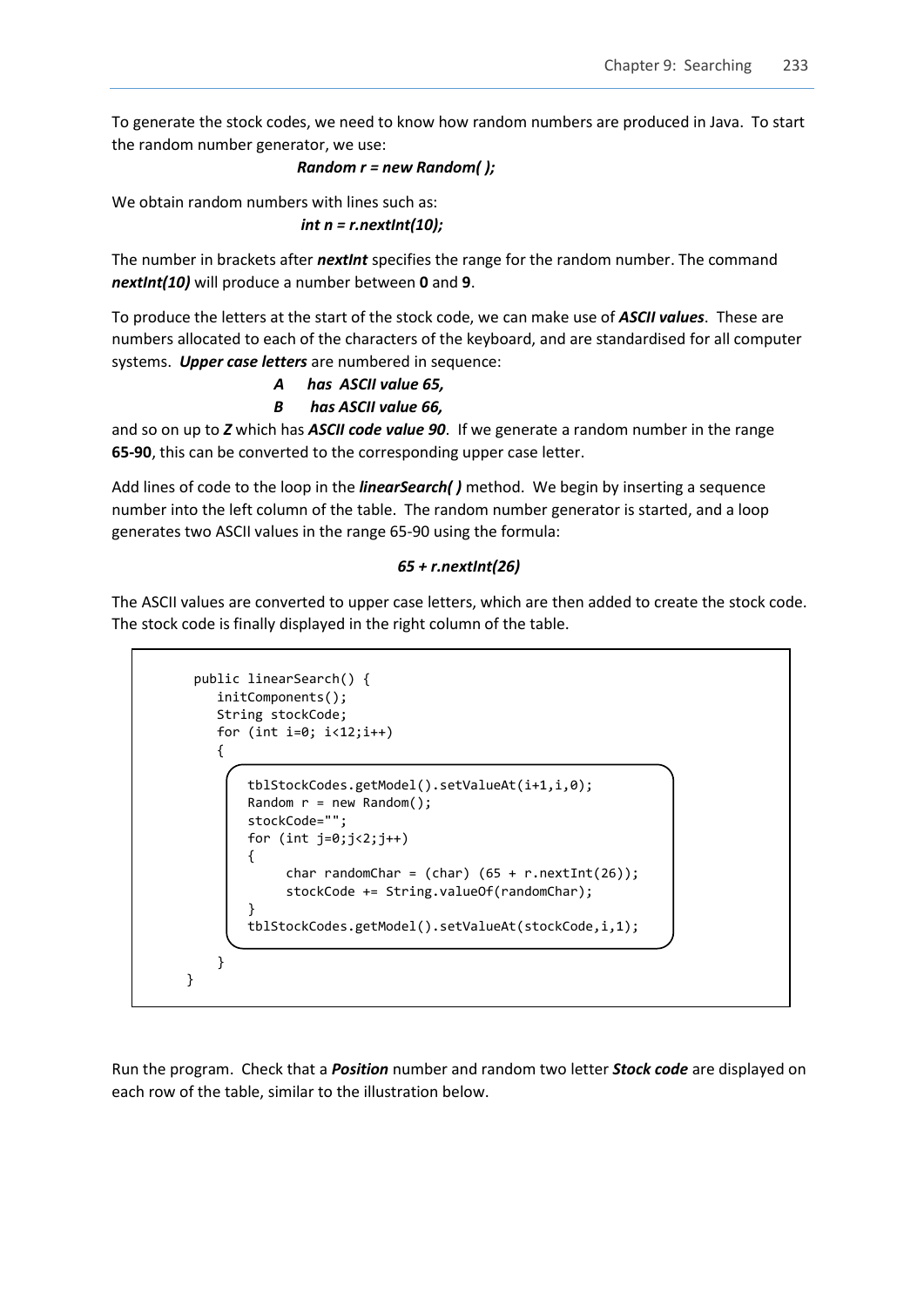To generate the stock codes, we need to know how random numbers are produced in Java. To start the random number generator, we use:

***Random r = new Random( );***

We obtain random numbers with lines such as:

***int n = r.nextInt(10);***

The number in brackets after ***nextInt*** specifies the range for the random number. The command ***nextInt(10)*** will produce a number between **0** and **9**.

To produce the letters at the start of the stock code, we can make use of ***ASCII values***. These are numbers allocated to each of the characters of the keyboard, and are standardised for all computer systems. ***Upper case letters*** are numbered in sequence:

***A has ASCII value 65,***

***B has ASCII value 66,***

and so on up to ***Z*** which has ***ASCII code value 90***. If we generate a random number in the range **65-90**, this can be converted to the corresponding upper case letter.

Add lines of code to the loop in the ***linearSearch( )*** method. We begin by inserting a sequence number into the left column of the table. The random number generator is started, and a loop generates two ASCII values in the range 65-90 using the formula:

***65 + r.nextInt(26)***

The ASCII values are converted to upper case letters, which are then added to create the stock code. The stock code is finally displayed in the right column of the table.

```
public linearSearch() {
    initComponents();
    String stockCode;
    for (int i=0; i<12;i++)
    {
        tblStockCodes.getModel().setValueAt(i+1,i,0);
        Random r = new Random();
        stockCode="";
        for (int j=0;j<2;j++)
        {
            char randomChar = (char) (65 + r.nextInt(26));
            stockCode += String.valueOf(randomChar);
        }
        tblStockCodes.getModel().setValueAt(stockCode,i,1);
    }
}
```

Run the program. Check that a ***Position*** number and random two letter ***Stock code*** are displayed on each row of the table, similar to the illustration below.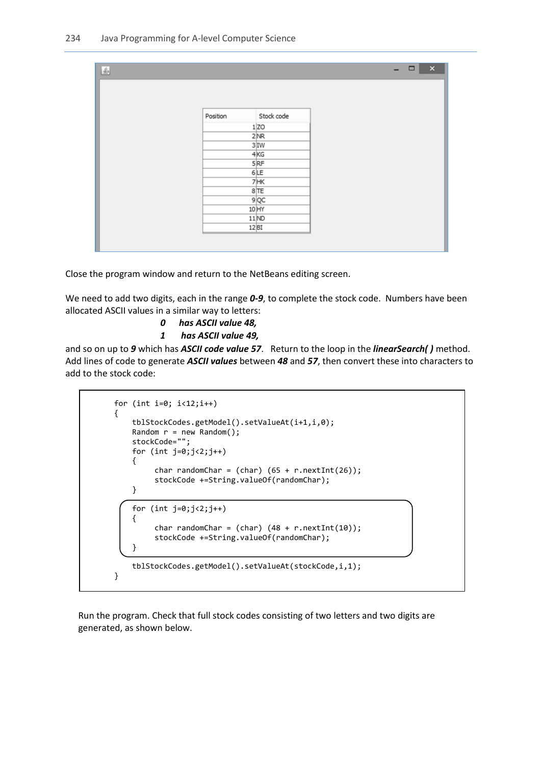| Position | Stock code |
| --- | --- |
| 1 | ZO |
| 2 | NR |
| 3 | IW |
| 4 | KG |
| 5 | RF |
| 6 | LE |
| 7 | HK |
| 8 | TE |
| 9 | QC |
| 10 | HY |
| 11 | ND |
| 12 | BI |

Close the program window and return to the NetBeans editing screen.

We need to add two digits, each in the range ***0-9***, to complete the stock code. Numbers have been allocated ASCII values in a similar way to letters:

***0 has ASCII value 48,***

***1 has ASCII value 49,***

and so on up to ***9*** which has ***ASCII code value 57***. Return to the loop in the ***linearSearch( )*** method. Add lines of code to generate ***ASCII values*** between ***48*** and ***57***, then convert these into characters to add to the stock code:

```
for (int i=0; i<12;i++)
{
    tblStockCodes.getModel().setValueAt(i+1,i,0);
    Random r = new Random();
    stockCode="";
    for (int j=0;j<2;j++)
    {
         char randomChar = (char) (65 + r.nextInt(26));
         stockCode +=String.valueOf(randomChar);
    }
    for (int j=0;j<2;j++)
    {
         char randomChar = (char) (48 + r.nextInt(10));
         stockCode +=String.valueOf(randomChar);
    }
    tblStockCodes.getModel().setValueAt(stockCode,i,1);
}
```

Run the program. Check that full stock codes consisting of two letters and two digits are generated, as shown below.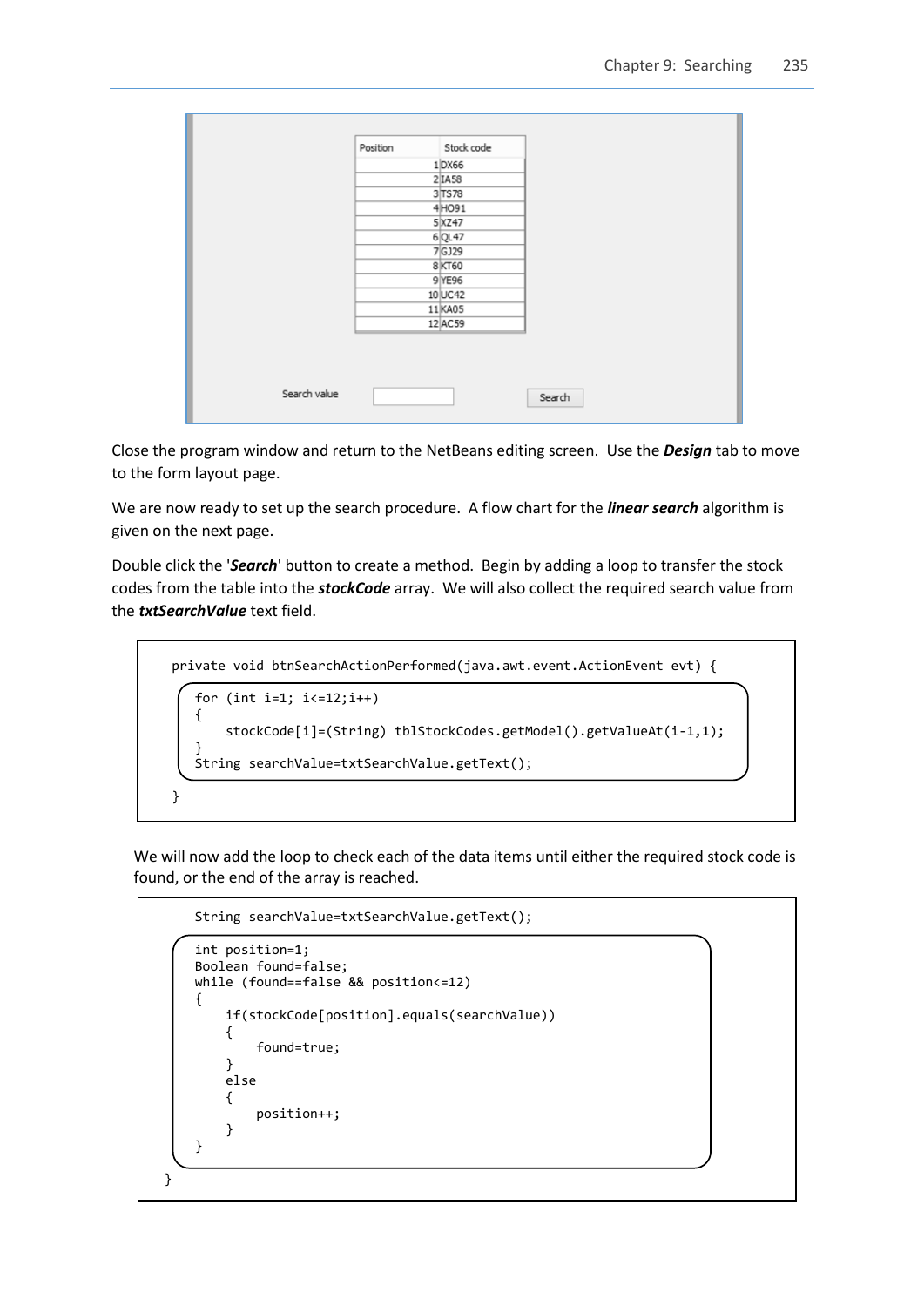| Position | Stock code |
| --- | --- |
| 1 | DX66 |
| 2 | IA58 |
| 3 | TS78 |
| 4 | HO91 |
| 5 | XZ47 |
| 6 | QL47 |
| 7 | GJ29 |
| 8 | KT60 |
| 9 | YE96 |
| 10 | UC42 |
| 11 | KA05 |
| 12 | AC59 |

Search value [ ] Search

Close the program window and return to the NetBeans editing screen. Use the ***Design*** tab to move to the form layout page.

We are now ready to set up the search procedure. A flow chart for the ***linear search*** algorithm is given on the next page.

Double click the '***Search***' button to create a method. Begin by adding a loop to transfer the stock codes from the table into the ***stockCode*** array. We will also collect the required search value from the ***txtSearchValue*** text field.

```
private void btnSearchActionPerformed(java.awt.event.ActionEvent evt) {
    for (int i=1; i<=12;i++)
    {
        stockCode[i]=(String) tblStockCodes.getModel().getValueAt(i-1,1);
    }
    String searchValue=txtSearchValue.getText();
}
```

We will now add the loop to check each of the data items until either the required stock code is found, or the end of the array is reached.

```
    String searchValue=txtSearchValue.getText();

    int position=1;
    Boolean found=false;
    while (found==false && position<=12)
    {
        if(stockCode[position].equals(searchValue))
        {
            found=true;
        }
        else
        {
            position++;
        }
    }
}
```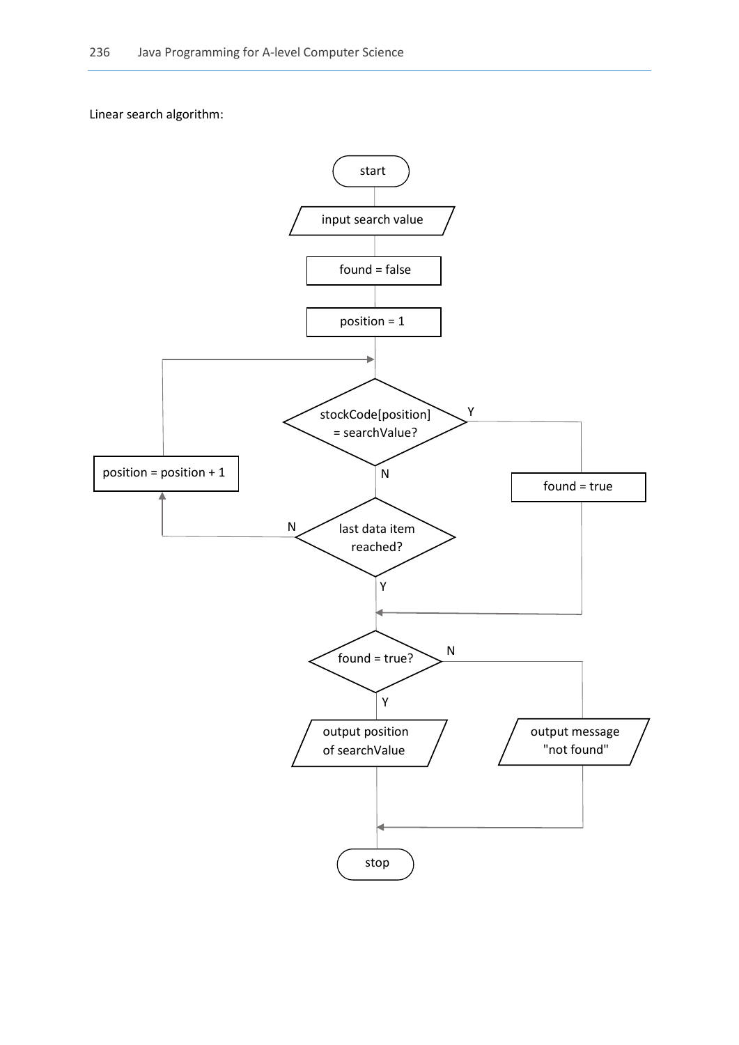Linear search algorithm:

```
start
  |
input search value
  |
found = false
  |
position = 1
  |
  +<-----------------------------------------+
  |                                          |
stockCodeposition] = searchValue? --Y--> found = true
  | N                                        |
last data item reached? --N--> position = position + 1
  | Y
  +<-- (from found = true)
  |
found = true? --N--> output message "not found"
  | Y
output position of searchValue
  |
stop
```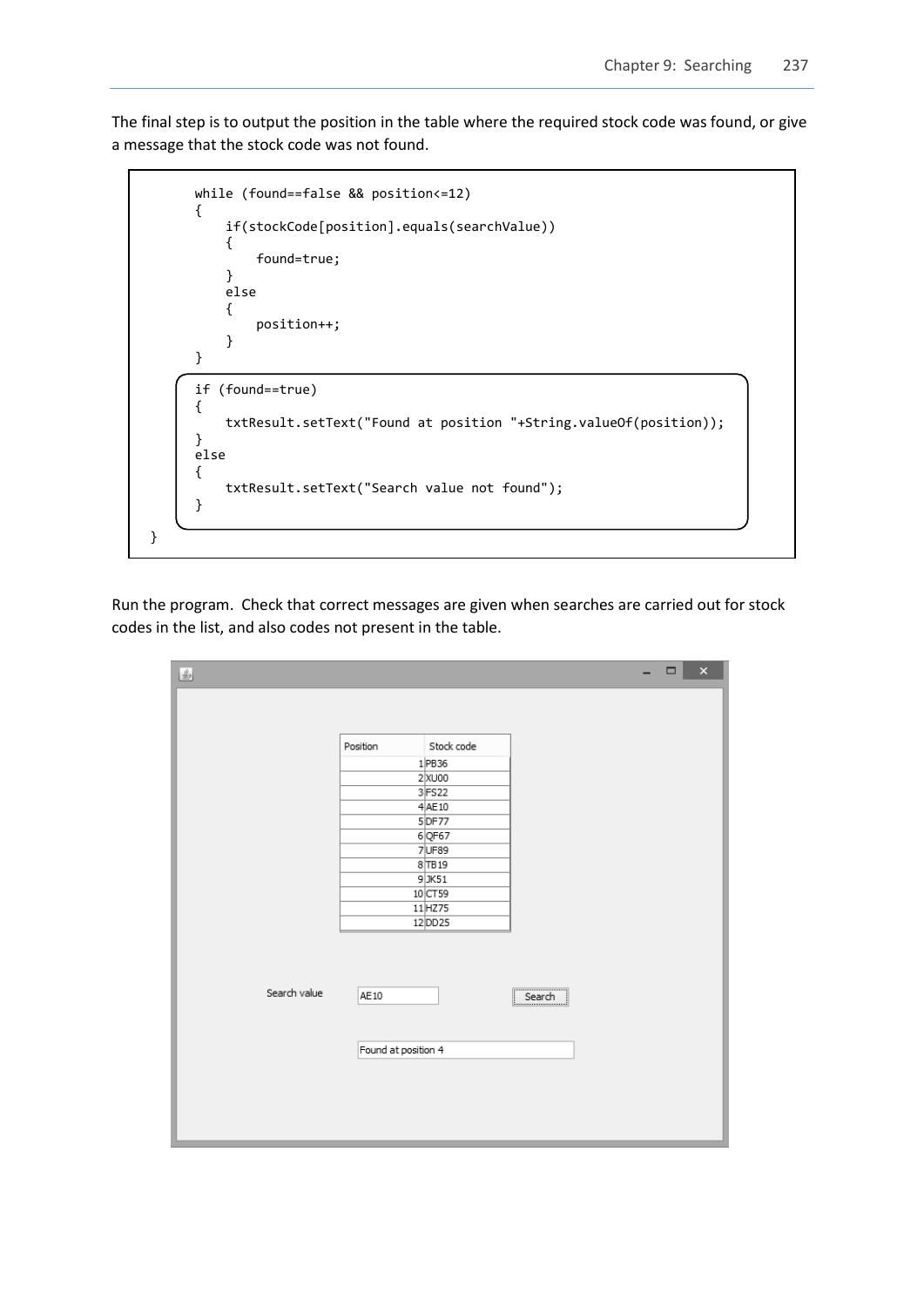The final step is to output the position in the table where the required stock code was found, or give a message that the stock code was not found.

```
        while (found==false && position<=12)
        {
            if(stockCode[position].equals(searchValue))
            {
                found=true;
            }
            else
            {
                position++;
            }
        }

        if (found==true)
        {
            txtResult.setText("Found at position "+String.valueOf(position));
        }
        else
        {
            txtResult.setText("Search value not found");
        }
}
```

Run the program. Check that correct messages are given when searches are carried out for stock codes in the list, and also codes not present in the table.

| Position | Stock code |
| --- | --- |
| 1 | PB36 |
| 2 | XU00 |
| 3 | FS22 |
| 4 | AE10 |
| 5 | DF77 |
| 6 | QF67 |
| 7 | UF89 |
| 8 | TB19 |
| 9 | JK51 |
| 10 | CT59 |
| 11 | HZ75 |
| 12 | DD25 |

Search value AE10 Search

Found at position 4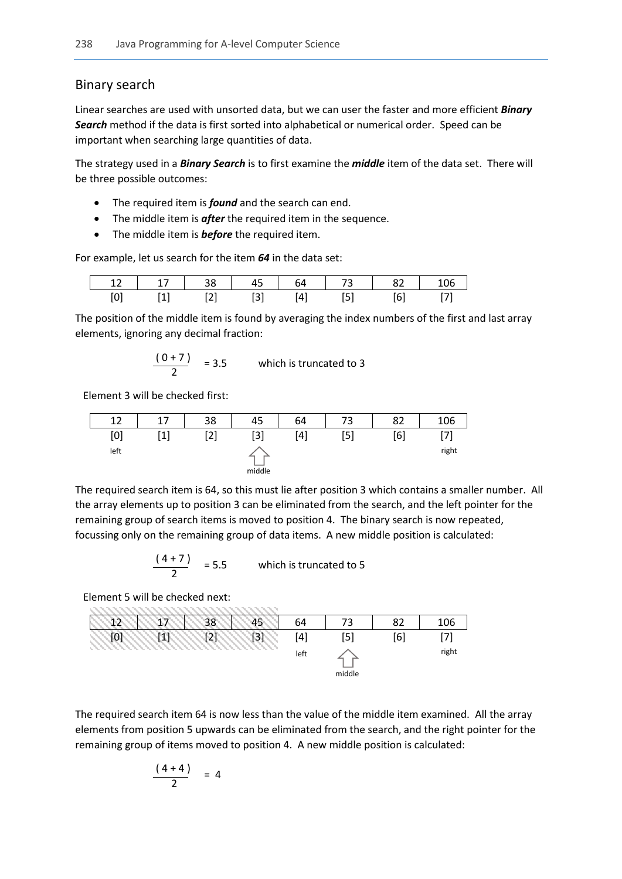## Binary search

Linear searches are used with unsorted data, but we can user the faster and more efficient ***Binary Search*** method if the data is first sorted into alphabetical or numerical order. Speed can be important when searching large quantities of data.

The strategy used in a ***Binary Search*** is to first examine the ***middle*** item of the data set. There will be three possible outcomes:

- The required item is ***found*** and the search can end.
- The middle item is ***after*** the required item in the sequence.
- The middle item is ***before*** the required item.

For example, let us search for the item ***64*** in the data set:

| 12 | 17 | 38 | 45 | 64 | 73 | 82 | 106 |
|---|---|---|---|---|---|---|---|
| [0] | [1] | [2] | [3] | [4] | [5] | [6] | [7] |

The position of the middle item is found by averaging the index numbers of the first and last array elements, ignoring any decimal fraction:

$$\frac{(0+7)}{2} = 3.5 \qquad \text{which is truncated to 3}$$

Element 3 will be checked first:

| 12 | 17 | 38 | 45 | 64 | 73 | 82 | 106 |
|---|---|---|---|---|---|---|---|
| [0] | [1] | [2] | [3] | [4] | [5] | [6] | [7] |
| left | | | middle | | | | right |

The required search item is 64, so this must lie after position 3 which contains a smaller number. All the array elements up to position 3 can be eliminated from the search, and the left pointer for the remaining group of search items is moved to position 4. The binary search is now repeated, focussing only on the remaining group of data items. A new middle position is calculated:

$$\frac{(4+7)}{2} = 5.5 \qquad \text{which is truncated to 5}$$

Element 5 will be checked next:

| 12 | 17 | 38 | 45 | 64 | 73 | 82 | 106 |
|---|---|---|---|---|---|---|---|
| [0] | [1] | [2] | [3] | [4] | [5] | [6] | [7] |
| | | | | left | middle | | right |

The required search item 64 is now less than the value of the middle item examined. All the array elements from position 5 upwards can be eliminated from the search, and the right pointer for the remaining group of items moved to position 4. A new middle position is calculated:

$$\frac{(4+4)}{2} = 4$$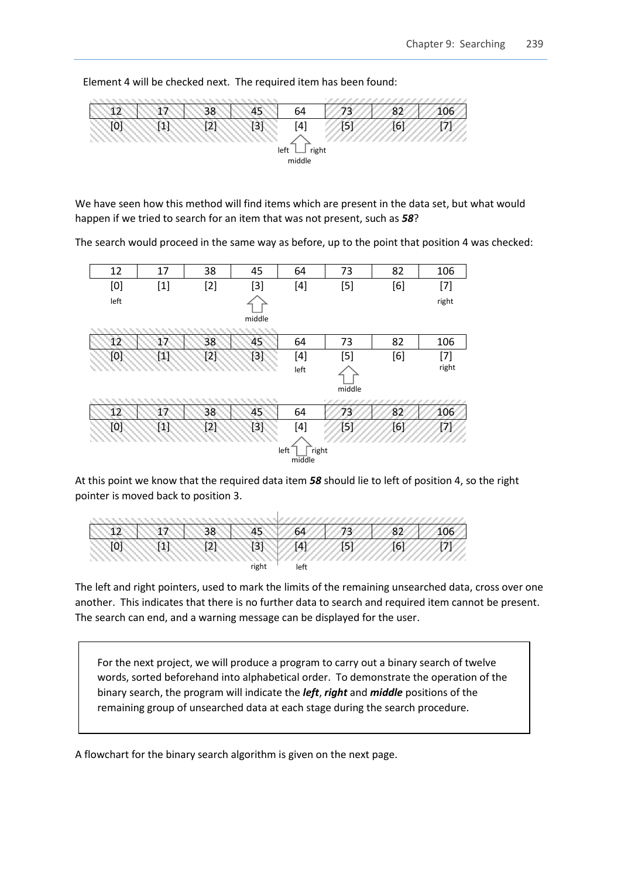Element 4 will be checked next. The required item has been found:

| 12 | 17 | 38 | 45 | 64 | 73 | 82 | 106 |
|---|---|---|---|---|---|---|---|
| [0] | [1] | [2] | [3] | [4] | [5] | [6] | [7] |
| | | | | left right middle | | | |

We have seen how this method will find items which are present in the data set, but what would happen if we tried to search for an item that was not present, such as ***58***?

The search would proceed in the same way as before, up to the point that position 4 was checked:

| 12 | 17 | 38 | 45 | 64 | 73 | 82 | 106 |
|---|---|---|---|---|---|---|---|
| [0] | [1] | [2] | [3] | [4] | [5] | [6] | [7] |
| left | | | middle | | | | right |

| 12 | 17 | 38 | 45 | 64 | 73 | 82 | 106 |
|---|---|---|---|---|---|---|---|
| [0] | [1] | [2] | [3] | [4] | [5] | [6] | [7] |
| | | | | left | middle | | right |

| 12 | 17 | 38 | 45 | 64 | 73 | 82 | 106 |
|---|---|---|---|---|---|---|---|
| [0] | [1] | [2] | [3] | [4] | [5] | [6] | [7] |
| | | | | left right middle | | | |

At this point we know that the required data item ***58*** should lie to left of position 4, so the right pointer is moved back to position 3.

| 12 | 17 | 38 | 45 | 64 | 73 | 82 | 106 |
|---|---|---|---|---|---|---|---|
| [0] | [1] | [2] | [3] | [4] | [5] | [6] | [7] |
| | | | right | left | | | |

The left and right pointers, used to mark the limits of the remaining unsearched data, cross over one another. This indicates that there is no further data to search and required item cannot be present. The search can end, and a warning message can be displayed for the user.

> For the next project, we will produce a program to carry out a binary search of twelve words, sorted beforehand into alphabetical order. To demonstrate the operation of the binary search, the program will indicate the ***left***, ***right*** and ***middle*** positions of the remaining group of unsearched data at each stage during the search procedure.

A flowchart for the binary search algorithm is given on the next page.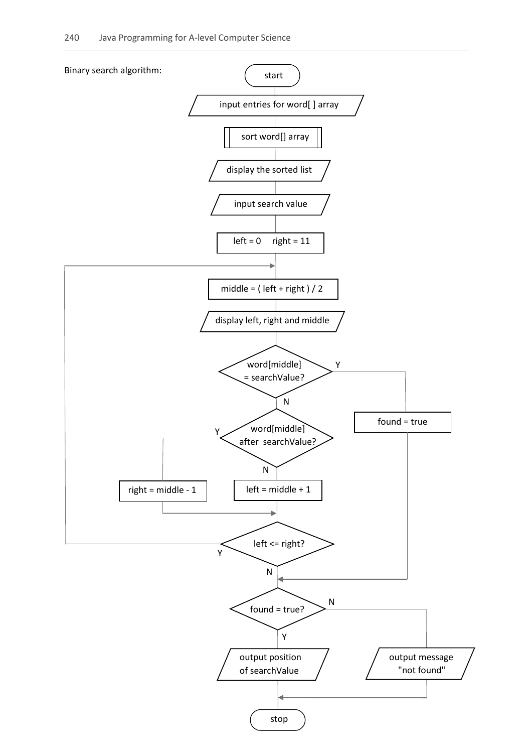Binary search algorithm:

start

input entries for word[ ] array

sort word[] array

display the sorted list

input search value

left = 0     right = 11

middle = ( left + right ) / 2

display left, right and middle

word[middle] = searchValue?

Y

found = true

N

word[middle] after searchValue?

Y

right = middle - 1

N

left = middle + 1

left <= right?

Y

N

found = true?

N

output message "not found"

Y

output position of searchValue

stop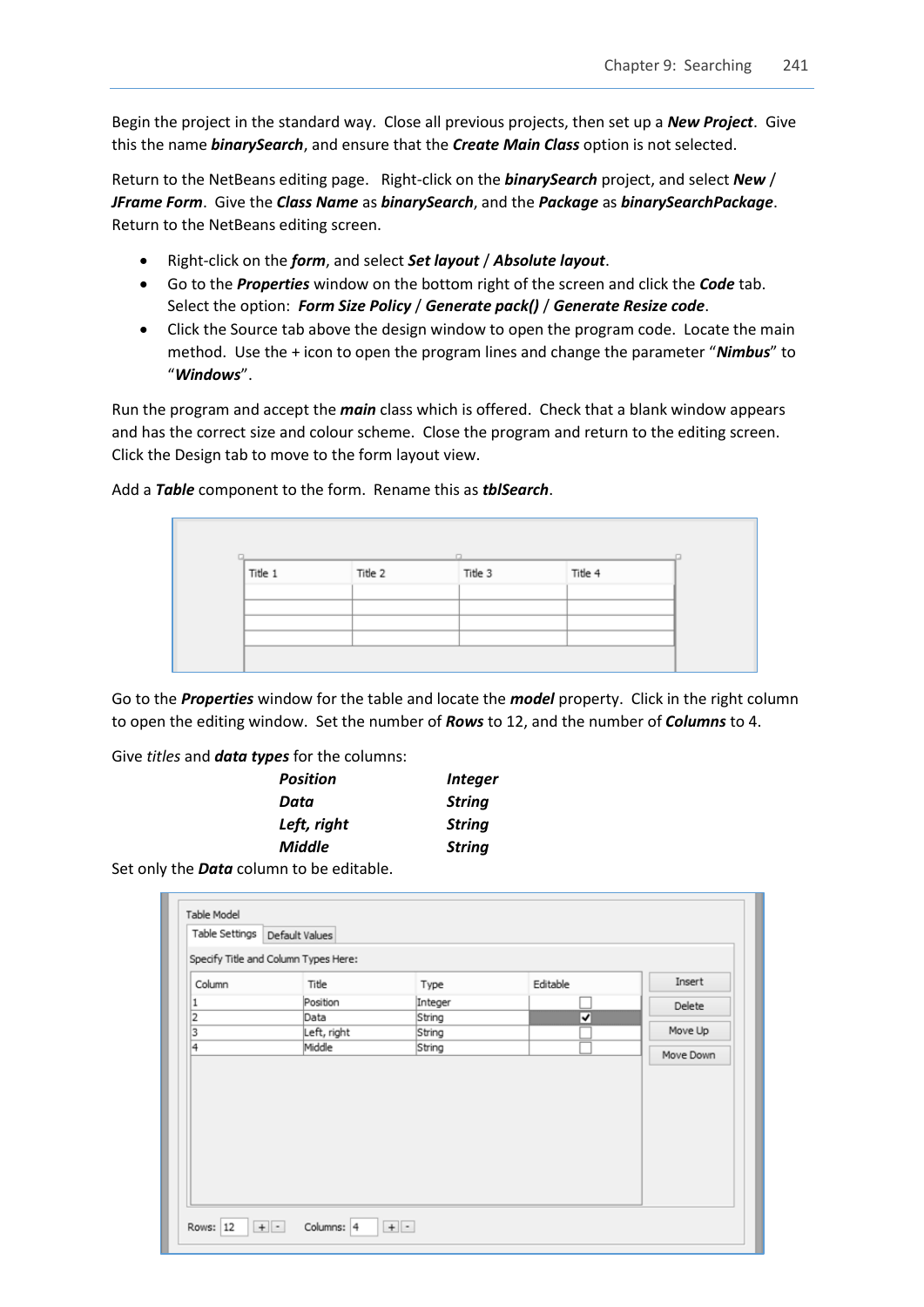Begin the project in the standard way. Close all previous projects, then set up a ***New Project***. Give this the name ***binarySearch***, and ensure that the ***Create Main Class*** option is not selected.

Return to the NetBeans editing page. Right-click on the ***binarySearch*** project, and select ***New*** / ***JFrame Form***. Give the ***Class Name*** as ***binarySearch***, and the ***Package*** as ***binarySearchPackage***. Return to the NetBeans editing screen.

- Right-click on the ***form***, and select ***Set layout*** / ***Absolute layout***.
- Go to the ***Properties*** window on the bottom right of the screen and click the ***Code*** tab. Select the option: ***Form Size Policy*** / ***Generate pack()*** / ***Generate Resize code***.
- Click the Source tab above the design window to open the program code. Locate the main method. Use the + icon to open the program lines and change the parameter "***Nimbus***" to "***Windows***".

Run the program and accept the ***main*** class which is offered. Check that a blank window appears and has the correct size and colour scheme. Close the program and return to the editing screen. Click the Design tab to move to the form layout view.

Add a ***Table*** component to the form. Rename this as ***tblSearch***.

Go to the ***Properties*** window for the table and locate the ***model*** property. Click in the right column to open the editing window. Set the number of ***Rows*** to 12, and the number of ***Columns*** to 4.

Give *titles* and ***data types*** for the columns:

| | |
|---|---|
| ***Position*** | ***Integer*** |
| ***Data*** | ***String*** |
| ***Left, right*** | ***String*** |
| ***Middle*** | ***String*** |

Set only the ***Data*** column to be editable.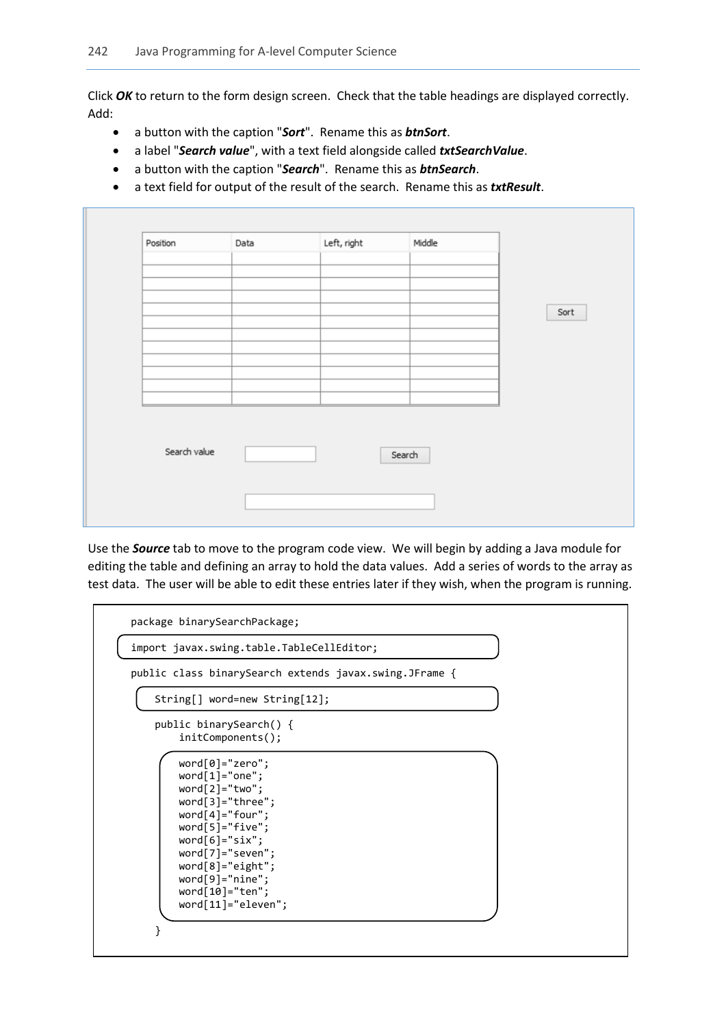Click ***OK*** to return to the form design screen. Check that the table headings are displayed correctly. Add:

- a button with the caption "***Sort***". Rename this as ***btnSort***.
- a label "***Search value***", with a text field alongside called ***txtSearchValue***.
- a button with the caption "***Search***". Rename this as ***btnSearch***.
- a text field for output of the result of the search. Rename this as ***txtResult***.

| Position | Data | Left, right | Middle |
|---|---|---|---|
| | | | |
| | | | |
| | | | |
| | | | |
| | | | |
| | | | |
| | | | |
| | | | |
| | | | |
| | | | |
| | | | |
| | | | |

Sort

Search value

Search

Use the ***Source*** tab to move to the program code view. We will begin by adding a Java module for editing the table and defining an array to hold the data values. Add a series of words to the array as test data. The user will be able to edit these entries later if they wish, when the program is running.

```
package binarySearchPackage;

import javax.swing.table.TableCellEditor;

public class binarySearch extends javax.swing.JFrame {

    String[] word=new String[12];

    public binarySearch() {
        initComponents();

        word[0]="zero";
        word[1]="one";
        word[2]="two";
        word[3]="three";
        word[4]="four";
        word[5]="five";
        word[6]="six";
        word[7]="seven";
        word[8]="eight";
        word[9]="nine";
        word[10]="ten";
        word[11]="eleven";
    }
```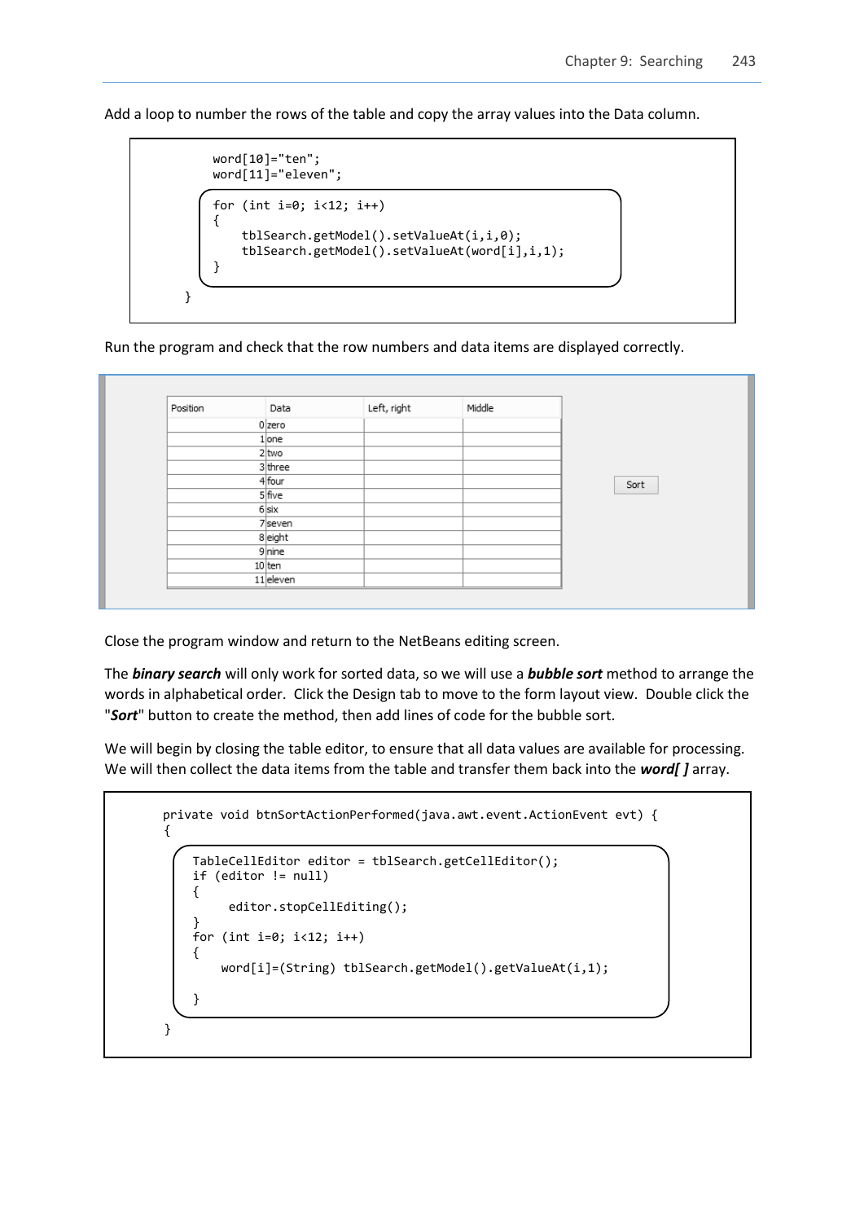Add a loop to number the rows of the table and copy the array values into the Data column.

```
        word[10]="ten";
        word[11]="eleven";

        for (int i=0; i<12; i++)
        {
            tblSearch.getModel().setValueAt(i,i,0);
            tblSearch.getModel().setValueAt(word[i],i,1);
        }
    }
```

Run the program and check that the row numbers and data items are displayed correctly.

| Position | Data | Left, right | Middle |
|---|---|---|---|
| 0 | zero | | |
| 1 | one | | |
| 2 | two | | |
| 3 | three | | |
| 4 | four | | |
| 5 | five | | |
| 6 | six | | |
| 7 | seven | | |
| 8 | eight | | |
| 9 | nine | | |
| 10 | ten | | |
| 11 | eleven | | |

Sort

Close the program window and return to the NetBeans editing screen.

The ***binary search*** will only work for sorted data, so we will use a ***bubble sort*** method to arrange the words in alphabetical order. Click the Design tab to move to the form layout view. Double click the "***Sort***" button to create the method, then add lines of code for the bubble sort.

We will begin by closing the table editor, to ensure that all data values are available for processing. We will then collect the data items from the table and transfer them back into the ***word[ ]*** array.

```
    private void btnSortActionPerformed(java.awt.event.ActionEvent evt) {
    {
        TableCellEditor editor = tblSearch.getCellEditor();
        if (editor != null)
        {
             editor.stopCellEditing();
        }
        for (int i=0; i<12; i++)
        {
            word[i]=(String) tblSearch.getModel().getValueAt(i,1);

        }
    }
```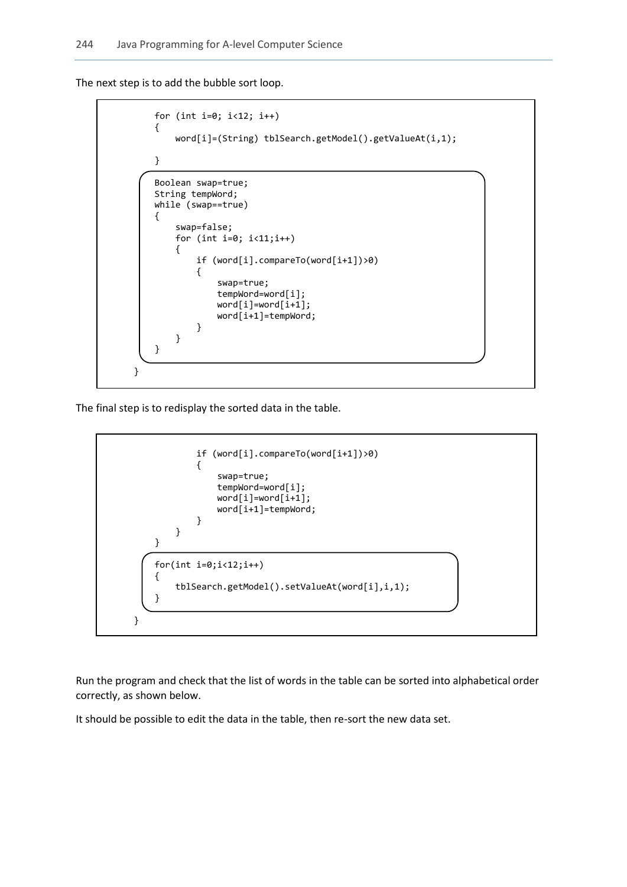The next step is to add the bubble sort loop.

```
        for (int i=0; i<12; i++)
        {
            word[i]=(String) tblSearch.getModel().getValueAt(i,1);

        }

        Boolean swap=true;
        String tempWord;
        while (swap==true)
        {
            swap=false;
            for (int i=0; i<11;i++)
            {
                if (word[i].compareTo(word[i+1])>0)
                {
                    swap=true;
                    tempWord=word[i];
                    word[i]=word[i+1];
                    word[i+1]=tempWord;
                }
            }
        }

    }
```

The final step is to redisplay the sorted data in the table.

```
                if (word[i].compareTo(word[i+1])>0)
                {
                    swap=true;
                    tempWord=word[i];
                    word[i]=word[i+1];
                    word[i+1]=tempWord;
                }
            }
        }

        for(int i=0;i<12;i++)
        {
            tblSearch.getModel().setValueAt(word[i],i,1);
        }

    }
```

Run the program and check that the list of words in the table can be sorted into alphabetical order correctly, as shown below.

It should be possible to edit the data in the table, then re-sort the new data set.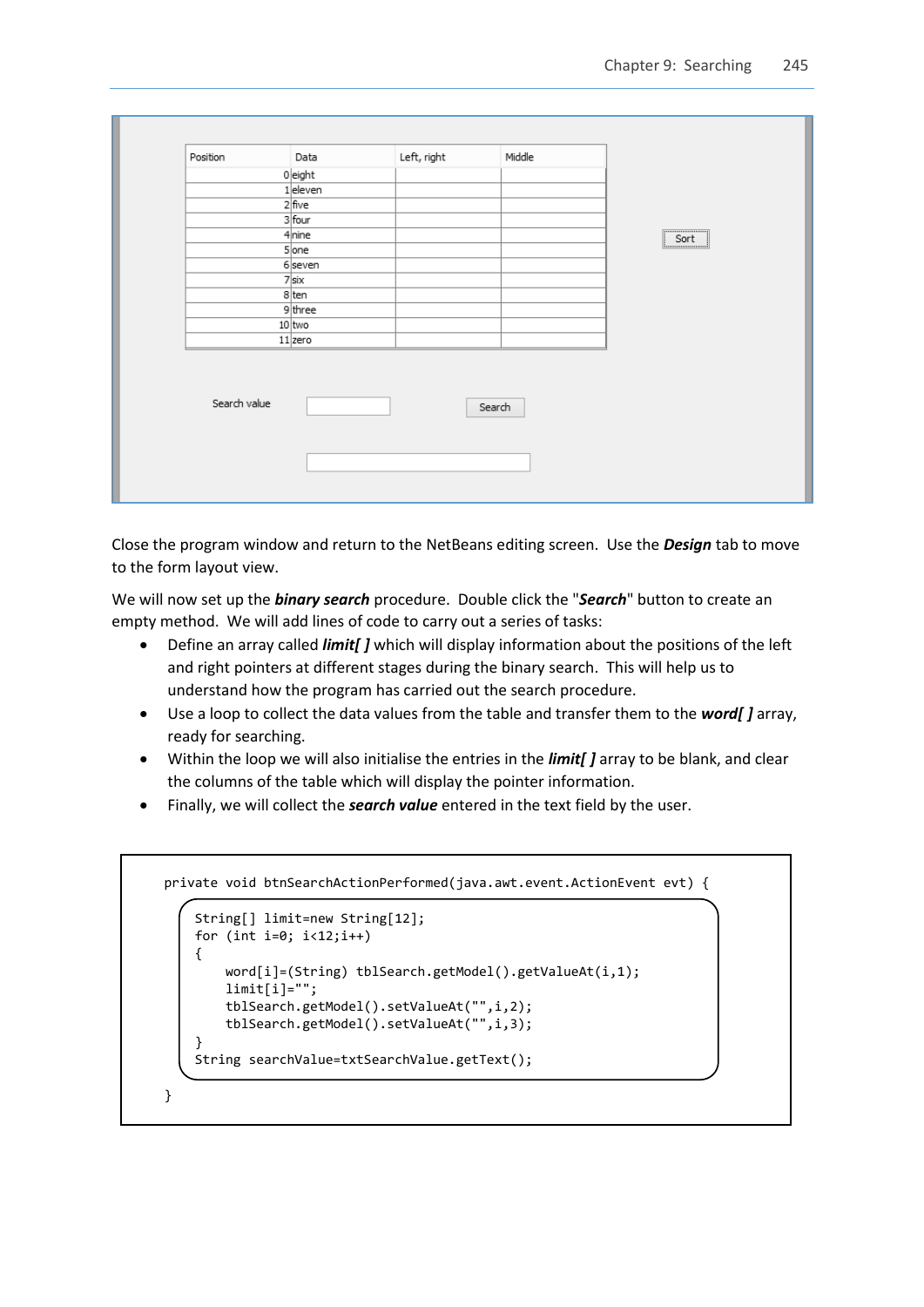| Position | Data | Left, right | Middle |
| --- | --- | --- | --- |
| 0 | eight | | |
| 1 | eleven | | |
| 2 | five | | |
| 3 | four | | |
| 4 | nine | | |
| 5 | one | | |
| 6 | seven | | |
| 7 | six | | |
| 8 | ten | | |
| 9 | three | | |
| 10 | two | | |
| 11 | zero | | |

Sort

Search value

Search

Close the program window and return to the NetBeans editing screen. Use the ***Design*** tab to move to the form layout view.

We will now set up the ***binary search*** procedure. Double click the "***Search***" button to create an empty method. We will add lines of code to carry out a series of tasks:

- Define an array called ***limit[ ]*** which will display information about the positions of the left and right pointers at different stages during the binary search. This will help us to understand how the program has carried out the search procedure.
- Use a loop to collect the data values from the table and transfer them to the ***word[ ]*** array, ready for searching.
- Within the loop we will also initialise the entries in the ***limit[ ]*** array to be blank, and clear the columns of the table which will display the pointer information.
- Finally, we will collect the ***search value*** entered in the text field by the user.

```
private void btnSearchActionPerformed(java.awt.event.ActionEvent evt) {

    String[] limit=new String[12];
    for (int i=0; i<12;i++)
    {
        word[i]=(String) tblSearch.getModel().getValueAt(i,1);
        limit[i]="";
        tblSearch.getModel().setValueAt("",i,2);
        tblSearch.getModel().setValueAt("",i,3);
    }
    String searchValue=txtSearchValue.getText();

}
```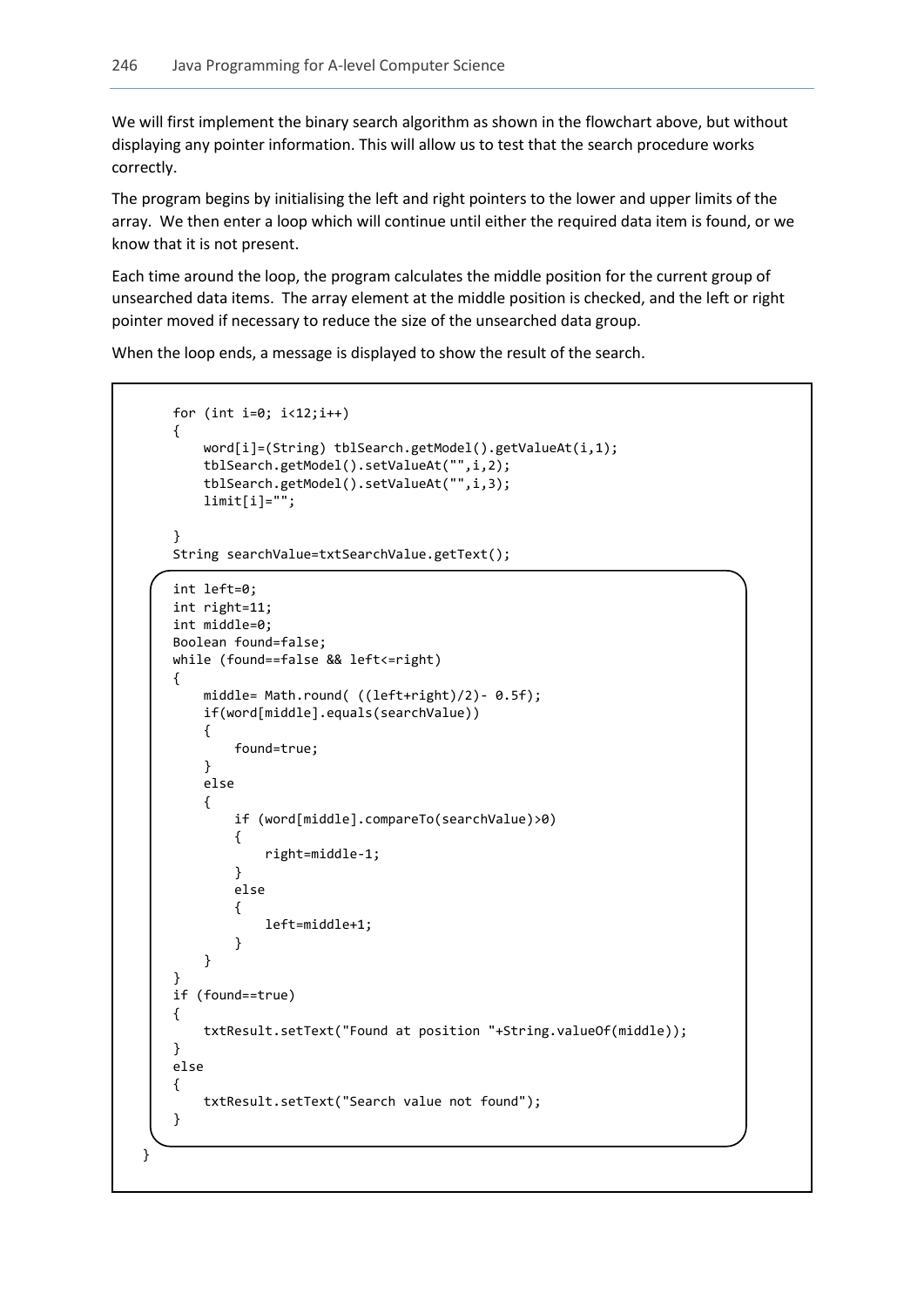We will first implement the binary search algorithm as shown in the flowchart above, but without displaying any pointer information. This will allow us to test that the search procedure works correctly.

The program begins by initialising the left and right pointers to the lower and upper limits of the array. We then enter a loop which will continue until either the required data item is found, or we know that it is not present.

Each time around the loop, the program calculates the middle position for the current group of unsearched data items. The array element at the middle position is checked, and the left or right pointer moved if necessary to reduce the size of the unsearched data group.

When the loop ends, a message is displayed to show the result of the search.

```
    for (int i=0; i<12;i++)
    {
        word[i]=(String) tblSearch.getModel().getValueAt(i,1);
        tblSearch.getModel().setValueAt("",i,2);
        tblSearch.getModel().setValueAt("",i,3);
        limit[i]="";

    }
    String searchValue=txtSearchValue.getText();

    int left=0;
    int right=11;
    int middle=0;
    Boolean found=false;
    while (found==false && left<=right)
    {
        middle= Math.round( ((left+right)/2)- 0.5f);
        if(word[middle].equals(searchValue))
        {
            found=true;
        }
        else
        {
            if (word[middle].compareTo(searchValue)>0)
            {
                right=middle-1;
            }
            else
            {
                left=middle+1;
            }
        }
    }
    if (found==true)
    {
        txtResult.setText("Found at position "+String.valueOf(middle));
    }
    else
    {
        txtResult.setText("Search value not found");
    }

}
```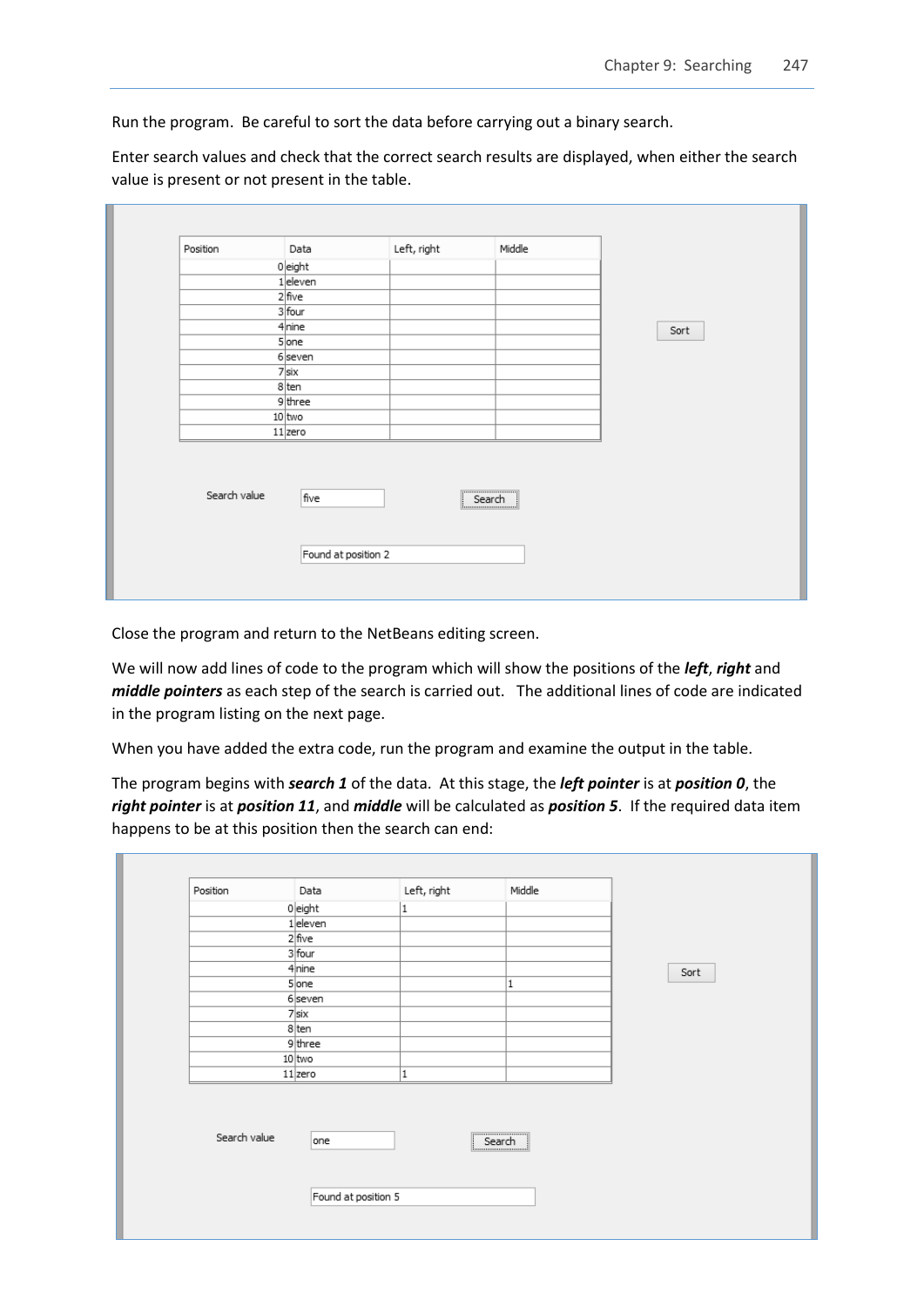Run the program. Be careful to sort the data before carrying out a binary search.

Enter search values and check that the correct search results are displayed, when either the search value is present or not present in the table.

| Position | Data | Left, right | Middle |
|---|---|---|---|
| 0 | eight | | |
| 1 | eleven | | |
| 2 | five | | |
| 3 | four | | |
| 4 | nine | | |
| 5 | one | | |
| 6 | seven | | |
| 7 | six | | |
| 8 | ten | | |
| 9 | three | | |
| 10 | two | | |
| 11 | zero | | |

Sort

Search value: five

Search

Found at position 2

Close the program and return to the NetBeans editing screen.

We will now add lines of code to the program which will show the positions of the ***left***, ***right*** and ***middle pointers*** as each step of the search is carried out. The additional lines of code are indicated in the program listing on the next page.

When you have added the extra code, run the program and examine the output in the table.

The program begins with ***search 1*** of the data. At this stage, the ***left pointer*** is at ***position 0***, the ***right pointer*** is at ***position 11***, and ***middle*** will be calculated as ***position 5***. If the required data item happens to be at this position then the search can end:

| Position | Data | Left, right | Middle |
|---|---|---|---|
| 0 | eight | 1 | |
| 1 | eleven | | |
| 2 | five | | |
| 3 | four | | |
| 4 | nine | | |
| 5 | one | | 1 |
| 6 | seven | | |
| 7 | six | | |
| 8 | ten | | |
| 9 | three | | |
| 10 | two | | |
| 11 | zero | 1 | |

Sort

Search value: one

Search

Found at position 5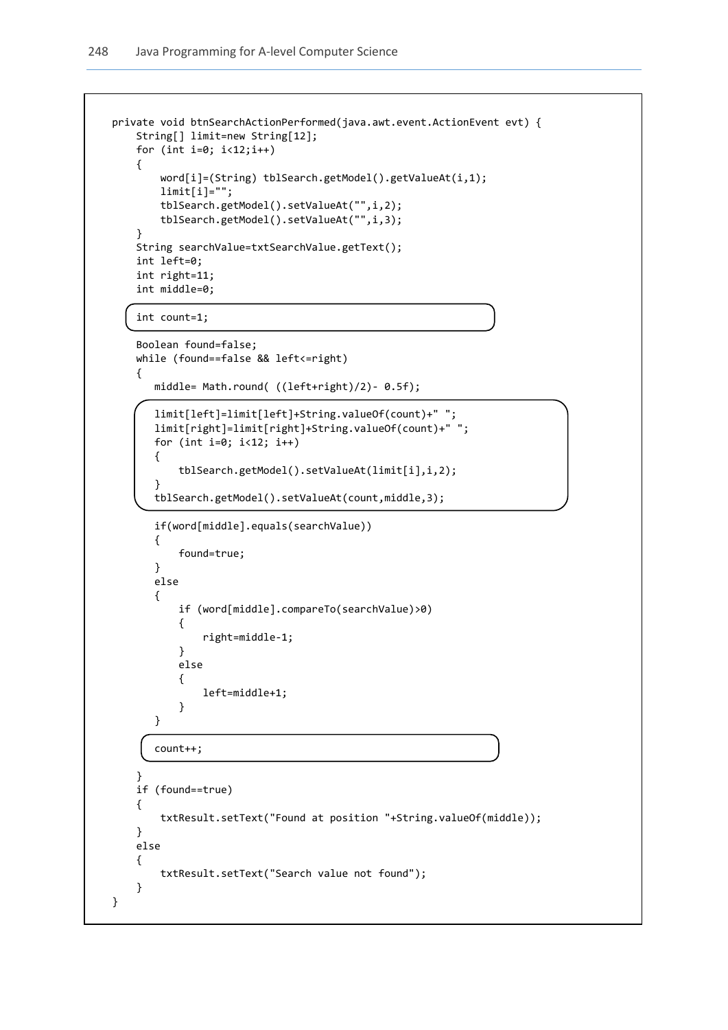```java
private void btnSearchActionPerformed(java.awt.event.ActionEvent evt) {
    String[] limit=new String[12];
    for (int i=0; i<12;i++)
    {
        word[i]=(String) tblSearch.getModel().getValueAt(i,1);
        limit[i]="";
        tblSearch.getModel().setValueAt("",i,2);
        tblSearch.getModel().setValueAt("",i,3);
    }
    String searchValue=txtSearchValue.getText();
    int left=0;
    int right=11;
    int middle=0;

    int count=1;

    Boolean found=false;
    while (found==false && left<=right)
    {
       middle= Math.round( ((left+right)/2)- 0.5f);

       limit[left]=limit[left]+String.valueOf(count)+" ";
       limit[right]=limit[right]+String.valueOf(count)+" ";
       for (int i=0; i<12; i++)
       {
           tblSearch.getModel().setValueAt(limit[i],i,2);
       }
       tblSearch.getModel().setValueAt(count,middle,3);

       if(word[middle].equals(searchValue))
       {
           found=true;
       }
       else
       {
           if (word[middle].compareTo(searchValue)>0)
           {
               right=middle-1;
           }
           else
           {
               left=middle+1;
           }
       }

       count++;

    }
    if (found==true)
    {
        txtResult.setText("Found at position "+String.valueOf(middle));
    }
    else
    {
        txtResult.setText("Search value not found");
    }
}
```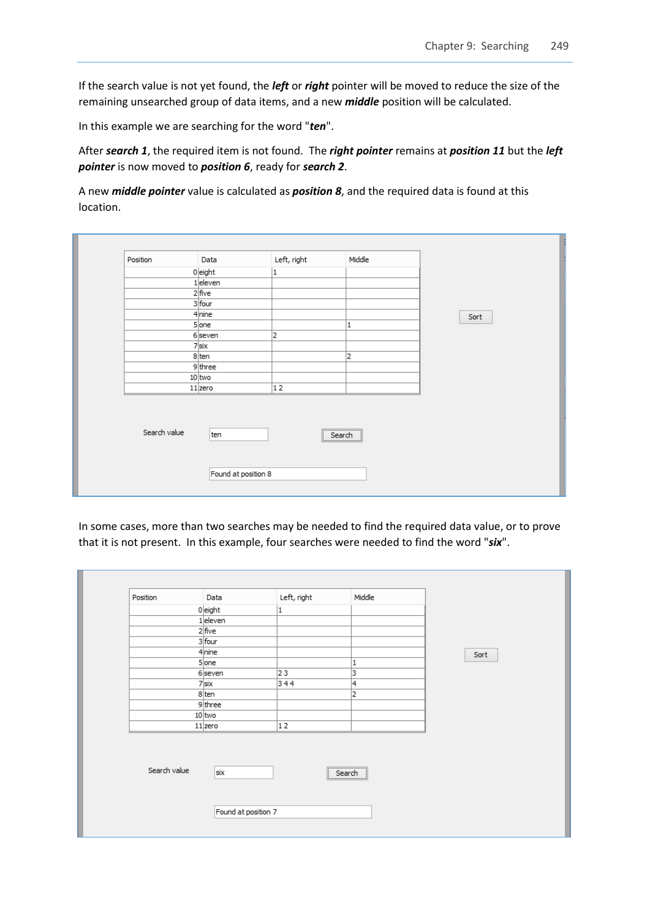If the search value is not yet found, the ***left*** or ***right*** pointer will be moved to reduce the size of the remaining unsearched group of data items, and a new ***middle*** position will be calculated.

In this example we are searching for the word "***ten***".

After ***search 1***, the required item is not found. The ***right pointer*** remains at ***position 11*** but the ***left pointer*** is now moved to ***position 6***, ready for ***search 2***.

A new ***middle pointer*** value is calculated as ***position 8***, and the required data is found at this location.

| Position | Data | Left, right | Middle |
|---|---|---|---|
| 0 | eight | 1 | |
| 1 | eleven | | |
| 2 | five | | |
| 3 | four | | |
| 4 | nine | | |
| 5 | one | | 1 |
| 6 | seven | 2 | |
| 7 | six | | |
| 8 | ten | | 2 |
| 9 | three | | |
| 10 | two | | |
| 11 | zero | 1 2 | |

Sort

Search value: ten

Search

Found at position 8

In some cases, more than two searches may be needed to find the required data value, or to prove that it is not present. In this example, four searches were needed to find the word "***six***".

| Position | Data | Left, right | Middle |
|---|---|---|---|
| 0 | eight | 1 | |
| 1 | eleven | | |
| 2 | five | | |
| 3 | four | | |
| 4 | nine | | |
| 5 | one | | 1 |
| 6 | seven | 2 3 | 3 |
| 7 | six | 3 4 4 | 4 |
| 8 | ten | | 2 |
| 9 | three | | |
| 10 | two | | |
| 11 | zero | 1 2 | |

Sort

Search value: six

Search

Found at position 7